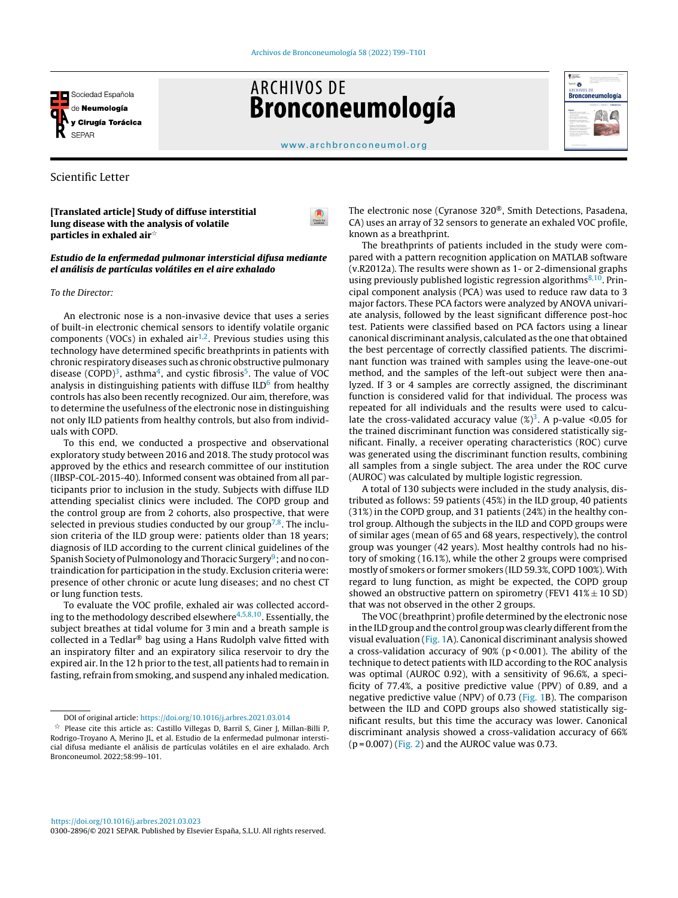Scientific Letter

**[Translated article] Study of diffuse interstitial lung disease with the analysis of volatile particles in exhaled air**☆

***Estudio de la enfermedad pulmonar intersticial difusa mediante el análisis de partículas volátiles en el aire exhalado***

*To the Director:*

An electronic nose is a non-invasive device that uses a series of built-in electronic chemical sensors to identify volatile organic components (VOCs) in exhaled air[1,2]. Previous studies using this technology have determined specific breathprints in patients with chronic respiratory diseases such as chronic obstructive pulmonary disease (COPD)[3], asthma[4], and cystic fibrosis[5]. The value of VOC analysis in distinguishing patients with diffuse ILD[6] from healthy controls has also been recently recognized. Our aim, therefore, was to determine the usefulness of the electronic nose in distinguishing not only ILD patients from healthy controls, but also from individuals with COPD.

To this end, we conducted a prospective and observational exploratory study between 2016 and 2018. The study protocol was approved by the ethics and research committee of our institution (IIBSP-COL-2015-40). Informed consent was obtained from all participants prior to inclusion in the study. Subjects with diffuse ILD attending specialist clinics were included. The COPD group and the control group are from 2 cohorts, also prospective, that were selected in previous studies conducted by our group[7,8]. The inclusion criteria of the ILD group were: patients older than 18 years; diagnosis of ILD according to the current clinical guidelines of the Spanish Society of Pulmonology and Thoracic Surgery[9]; and no contraindication for participation in the study. Exclusion criteria were: presence of other chronic or acute lung diseases; and no chest CT or lung function tests.

To evaluate the VOC profile, exhaled air was collected according to the methodology described elsewhere[4,5,8,10]. Essentially, the subject breathes at tidal volume for 3 min and a breath sample is collected in a Tedlar® bag using a Hans Rudolph valve fitted with an inspiratory filter and an expiratory silica reservoir to dry the expired air. In the 12 h prior to the test, all patients had to remain in fasting, refrain from smoking, and suspend any inhaled medication.

The electronic nose (Cyranose 320®, Smith Detections, Pasadena, CA) uses an array of 32 sensors to generate an exhaled VOC profile, known as a breathprint.

The breathprints of patients included in the study were compared with a pattern recognition application on MATLAB software (v.R2012a). The results were shown as 1- or 2-dimensional graphs using previously published logistic regression algorithms[8,10]. Principal component analysis (PCA) was used to reduce raw data to 3 major factors. These PCA factors were analyzed by ANOVA univariate analysis, followed by the least significant difference post-hoc test. Patients were classified based on PCA factors using a linear canonical discriminant analysis, calculated as the one that obtained the best percentage of correctly classified patients. The discriminant function was trained with samples using the leave-one-out method, and the samples of the left-out subject were then analyzed. If 3 or 4 samples are correctly assigned, the discriminant function is considered valid for that individual. The process was repeated for all individuals and the results were used to calculate the cross-validated accuracy value (%)[3]. A p-value <0.05 for the trained discriminant function was considered statistically significant. Finally, a receiver operating characteristics (ROC) curve was generated using the discriminant function results, combining all samples from a single subject. The area under the ROC curve (AUROC) was calculated by multiple logistic regression.

A total of 130 subjects were included in the study analysis, distributed as follows: 59 patients (45%) in the ILD group, 40 patients (31%) in the COPD group, and 31 patients (24%) in the healthy control group. Although the subjects in the ILD and COPD groups were of similar ages (mean of 65 and 68 years, respectively), the control group was younger (42 years). Most healthy controls had no history of smoking (16.1%), while the other 2 groups were comprised mostly of smokers or former smokers (ILD 59.3%, COPD 100%). With regard to lung function, as might be expected, the COPD group showed an obstructive pattern on spirometry (FEV1 41% ± 10 SD) that was not observed in the other 2 groups.

The VOC (breathprint) profile determined by the electronic nose in the ILD group and the control group was clearly different from the visual evaluation (Fig. 1A). Canonical discriminant analysis showed a cross-validation accuracy of 90% ($p < 0.001$). The ability of the technique to detect patients with ILD according to the ROC analysis was optimal (AUROC 0.92), with a sensitivity of 96.6%, a specificity of 77.4%, a positive predictive value (PPV) of 0.89, and a negative predictive value (NPV) of 0.73 (Fig. 1B). The comparison between the ILD and COPD groups also showed statistically significant results, but this time the accuracy was lower. Canonical discriminant analysis showed a cross-validation accuracy of 66% ($p = 0.007$) (Fig. 2) and the AUROC value was 0.73.

DOI of original article: https://doi.org/10.1016/j.arbres.2021.03.014

☆ Please cite this article as: Castillo Villegas D, Barril S, Giner J, Millan-Billi P, Rodrigo-Troyano A, Merino JL, et al. Estudio de la enfermedad pulmonar intersticial difusa mediante el análisis de partículas volátiles en el aire exhalado. Arch Bronconeumol. 2022;58:99–101.

https://doi.org/10.1016/j.arbres.2021.03.023
0300-2896/© 2021 SEPAR. Published by Elsevier España, S.L.U. All rights reserved.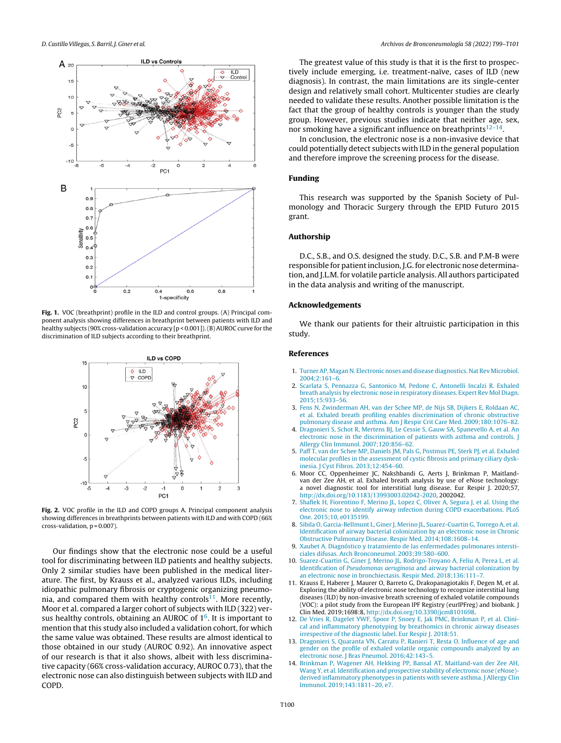A

ILD vs Controls

ILD
Control

PC2

PC1

B

Sensitivity

1-specificity

**Fig. 1.** VOC (breathprint) profile in the ILD and control groups. (A) Principal component analysis showing differences in breathprint between patients with ILD and healthy subjects (90% cross-validation accuracy [$p < 0.001$]). (B) AUROC curve for the discrimination of ILD subjects according to their breathprint.

ILD vs COPD

ILD
COPD

PC2

PC1

**Fig. 2.** VOC profile in the ILD and COPD groups A. Principal component analysis showing differences in breathprints between patients with ILD and with COPD (66% cross-validation, $p = 0.007$).

Our findings show that the electronic nose could be a useful tool for discriminating between ILD patients and healthy subjects. Only 2 similar studies have been published in the medical literature. The first, by Krauss et al., analyzed various ILDs, including idiopathic pulmonary fibrosis or cryptogenic organizing pneumonia, and compared them with healthy controls[11]. More recently, Moor et al. compared a larger cohort of subjects with ILD (322) versus healthy controls, obtaining an AUROC of 1[6]. It is important to mention that this study also included a validation cohort, for which the same value was obtained. These results are almost identical to those obtained in our study (AUROC 0.92). An innovative aspect of our research is that it also shows, albeit with less discriminative capacity (66% cross-validation accuracy, AUROC 0.73), that the electronic nose can also distinguish between subjects with ILD and COPD.

The greatest value of this study is that it is the first to prospectively include emerging, i.e. treatment-naïve, cases of ILD (new diagnosis). In contrast, the main limitations are its single-center design and relatively small cohort. Multicenter studies are clearly needed to validate these results. Another possible limitation is the fact that the group of healthy controls is younger than the study group. However, previous studies indicate that neither age, sex, nor smoking have a significant influence on breathprints[12–14].

In conclusion, the electronic nose is a non-invasive device that could potentially detect subjects with ILD in the general population and therefore improve the screening process for the disease.

## Funding

This research was supported by the Spanish Society of Pulmonology and Thoracic Surgery through the EPID Futuro 2015 grant.

## Authorship

D.C., S.B., and O.S. designed the study. D.C., S.B. and P.M-B were responsible for patient inclusion, J.G. for electronic nose determination, and J.L.M. for volatile particle analysis. All authors participated in the data analysis and writing of the manuscript.

## Acknowledgements

We thank our patients for their altruistic participation in this study.

## References

1. Turner AP, Magan N. Electronic noses and disease diagnostics. Nat Rev Microbiol. 2004;2:161–6.
2. Scarlata S, Pennazza G, Santonico M, Pedone C, Antonelli Incalzi R. Exhaled breath analysis by electronic nose in respiratory diseases. Expert Rev Mol Diagn. 2015;15:933–56.
3. Fens N, Zwinderman AH, van der Schee MP, de Nijs SB, Dijkers E, Roldaan AC, et al. Exhaled breath profiling enables discrimination of chronic obstructive pulmonary disease and asthma. Am J Respir Crit Care Med. 2009;180:1076–82.
4. Dragonieri S, Schot R, Mertens BJ, Le Cessie S, Gauw SA, Spanevello A, et al. An electronic nose in the discrimination of patients with asthma and controls. J Allergy Clin Immunol. 2007;120:856–62.
5. Paff T, van der Schee MP, Daniels JM, Pals G, Postmus PE, Sterk PJ, et al. Exhaled molecular profiles in the assessment of cystic fibrosis and primary ciliary dyskinesia. J Cyst Fibros. 2013;12:454–60.
6. Moor CC, Oppenheimer JC, Nakshbandi G, Aerts J, Brinkman P, Maitland-van der Zee AH, et al. Exhaled breath analysis by use of eNose technology: a novel diagnostic tool for interstitial lung disease. Eur Respir J. 2020;57, http://dx.doi.org/10.1183/13993003.02042-2020, 2002042.
7. Shafiek H, Fiorentino F, Merino JL, Lopez C, Oliver A, Segura J, et al. Using the electronic nose to identify airway infection during COPD exacerbations. PLoS One. 2015;10, e0135199.
8. Sibila O, Garcia-Bellmunt L, Giner J, Merino JL, Suarez-Cuartin G, Torrego A, et al. Identification of airway bacterial colonization by an electronic nose in Chronic Obstructive Pulmonary Disease. Respir Med. 2014;108:1608–14.
9. Xaubet A. Diagnóstico y tratamiento de las enfermedades pulmonares intersticiales difusas. Arch Bronconeumol. 2003;39:580–600.
10. Suarez-Cuartin G, Giner J, Merino JL, Rodrigo-Troyano A, Feliu A, Perea L, et al. Identification of *Pseudomonas aeruginosa* and airway bacterial colonization by an electronic nose in bronchiectasis. Respir Med. 2018;136:111–7.
11. Krauss E, Haberer J, Maurer O, Barreto G, Drakopanagiotakis F, Degen M, et al. Exploring the ability of electronic nose technology to recognize interstitial lung diseases (ILD) by non-invasive breath screening of exhaled volatile compounds (VOC): a pilot study from the European IPF Registry (eurIPFreg) and biobank. J Clin Med. 2019;1698:8, http://dx.doi.org/10.3390/jcm8101698.
12. De Vries R, Dagelet YWF, Spoor P, Snoey E, Jak PMC, Brinkman P, et al. Clinical and inflammatory phenotyping by breathomics in chronic airway diseases irrespective of the diagnostic label. Eur Respir J. 2018:51.
13. Dragonieri S, Quaranta VN, Carratu P, Ranieri T, Resta O. Influence of age and gender on the profile of exhaled volatile organic compounds analyzed by an electronic nose. J Bras Pneumol. 2016;42:143–5.
14. Brinkman P, Wagener AH, Hekking PP, Bansal AT, Maitland-van der Zee AH, Wang Y, et al. Identification and prospective stability of electronic nose (eNose)-derived inflammatory phenotypes in patients with severe asthma. J Allergy Clin Immunol. 2019;143:1811–20, e7.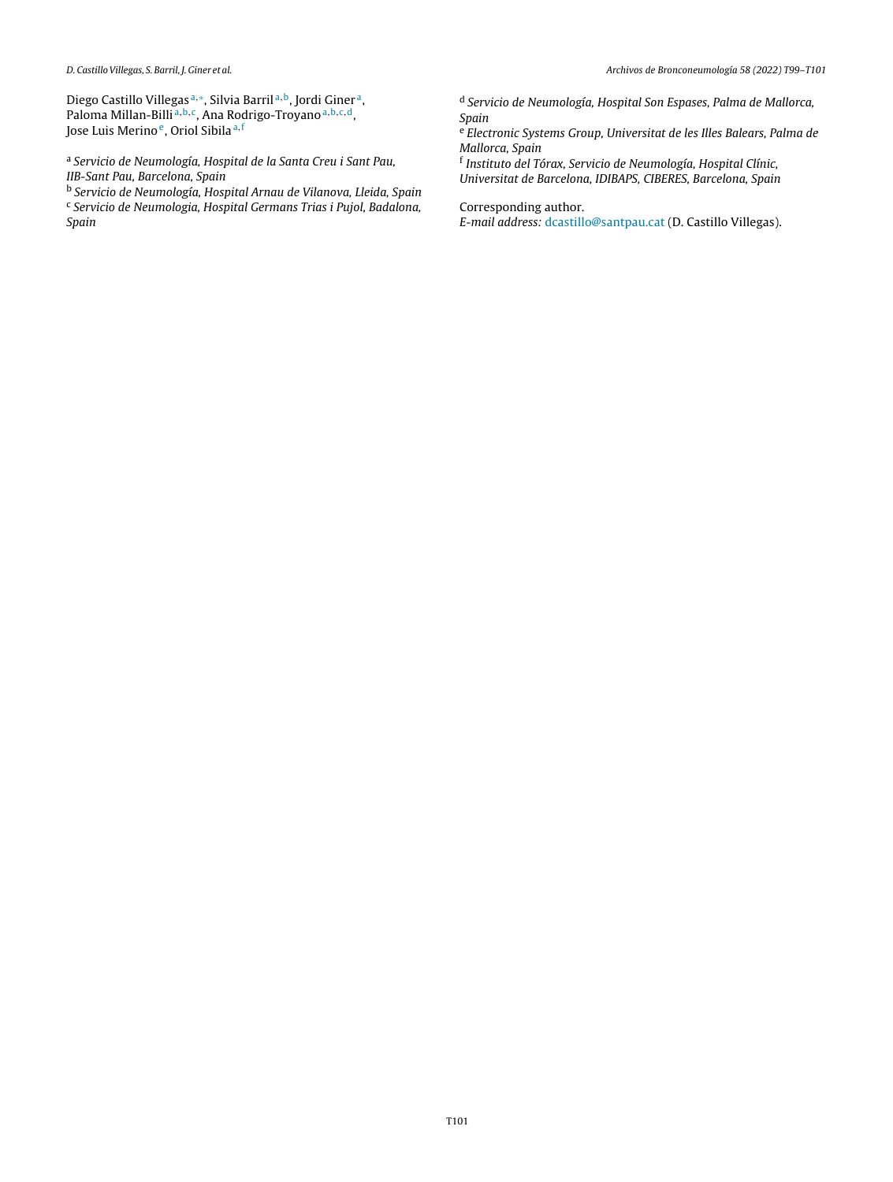Diego Castillo Villegas[a,*], Silvia Barril[a,b], Jordi Giner[a], Paloma Millan-Billi[a,b,c], Ana Rodrigo-Troyano[a,b,c,d], Jose Luis Merino[e], Oriol Sibila[a,f]

[a] *Servicio de Neumología, Hospital de la Santa Creu i Sant Pau, IIB-Sant Pau, Barcelona, Spain*
[b] *Servicio de Neumología, Hospital Arnau de Vilanova, Lleida, Spain*
[c] *Servicio de Neumologia, Hospital Germans Trias i Pujol, Badalona, Spain*
[d] *Servicio de Neumología, Hospital Son Espases, Palma de Mallorca, Spain*
[e] *Electronic Systems Group, Universitat de les Illes Balears, Palma de Mallorca, Spain*
[f] *Instituto del Tórax, Servicio de Neumología, Hospital Clínic, Universitat de Barcelona, IDIBAPS, CIBERES, Barcelona, Spain*

Corresponding author.
*E-mail address:* dcastillo@santpau.cat (D. Castillo Villegas).